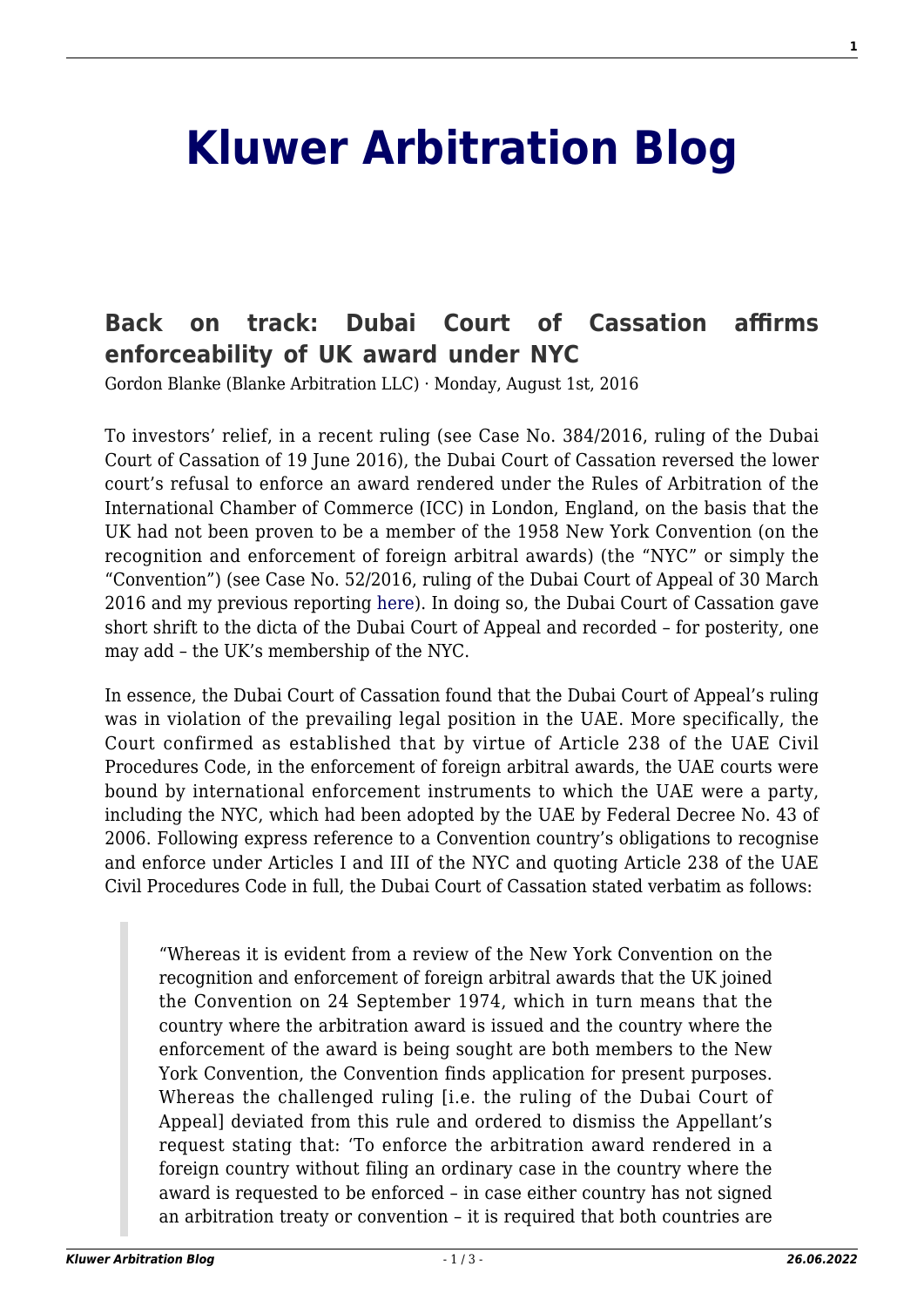# Kluwer Arbitration Blog

## Back on track: Dubai Court of Cassation affirms enforceability of UK award under NYC

Gordon Blanke (Blanke Arbitration LLC) · Monday, August 1st, 2016

To investors' relief, in a recent ruling (see Case No. 384/2016, ruling of the Dubai Court of Cassation of 19 June 2016), the Dubai Court of Cassation reversed the lower court's refusal to enforce an award rendered under the Rules of Arbitration of the International Chamber of Commerce (ICC) in London, England, on the basis that the UK had not been proven to be a member of the 1958 New York Convention (on the recognition and enforcement of foreign arbitral awards) (the "NYC" or simply the "Convention") (see Case No. 52/2016, ruling of the Dubai Court of Appeal of 30 March 2016 and my previous reporting here). In doing so, the Dubai Court of Cassation gave short shrift to the dicta of the Dubai Court of Appeal and recorded – for posterity, one may add – the UK's membership of the NYC.

In essence, the Dubai Court of Cassation found that the Dubai Court of Appeal's ruling was in violation of the prevailing legal position in the UAE. More specifically, the Court confirmed as established that by virtue of Article 238 of the UAE Civil Procedures Code, in the enforcement of foreign arbitral awards, the UAE courts were bound by international enforcement instruments to which the UAE were a party, including the NYC, which had been adopted by the UAE by Federal Decree No. 43 of 2006. Following express reference to a Convention country's obligations to recognise and enforce under Articles I and III of the NYC and quoting Article 238 of the UAE Civil Procedures Code in full, the Dubai Court of Cassation stated verbatim as follows:

> "Whereas it is evident from a review of the New York Convention on the recognition and enforcement of foreign arbitral awards that the UK joined the Convention on 24 September 1974, which in turn means that the country where the arbitration award is issued and the country where the enforcement of the award is being sought are both members to the New York Convention, the Convention finds application for present purposes. Whereas the challenged ruling [i.e. the ruling of the Dubai Court of Appeal] deviated from this rule and ordered to dismiss the Appellant's request stating that: 'To enforce the arbitration award rendered in a foreign country without filing an ordinary case in the country where the award is requested to be enforced – in case either country has not signed an arbitration treaty or convention – it is required that both countries are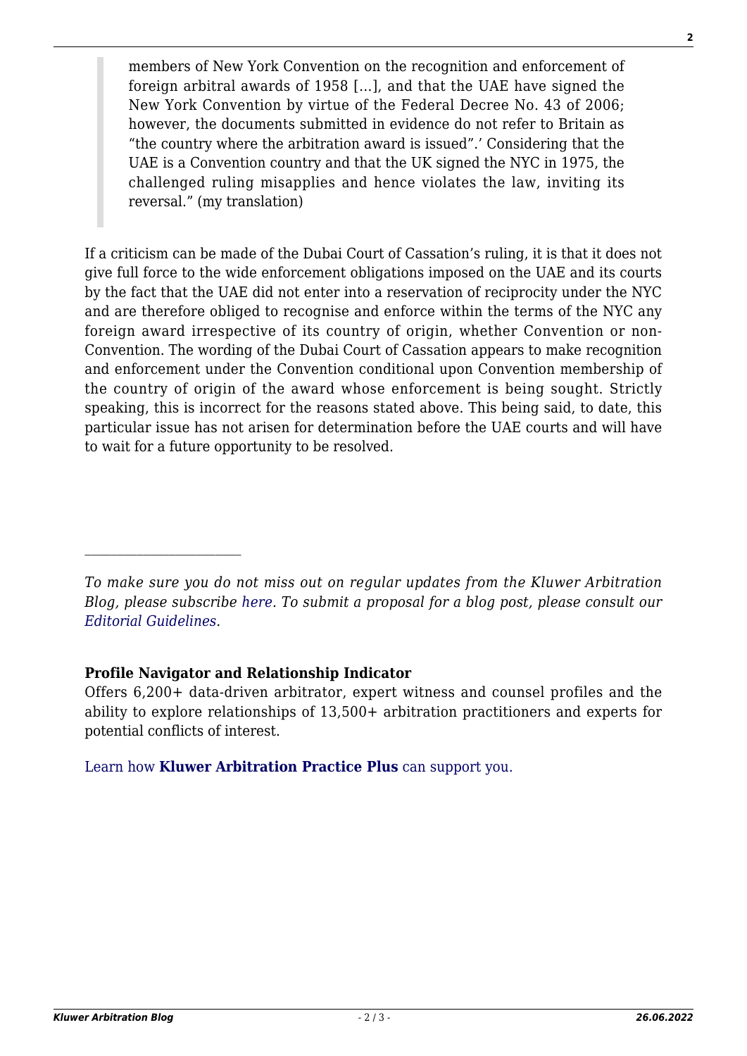> members of New York Convention on the recognition and enforcement of foreign arbitral awards of 1958 […], and that the UAE have signed the New York Convention by virtue of the Federal Decree No. 43 of 2006; however, the documents submitted in evidence do not refer to Britain as "the country where the arbitration award is issued".' Considering that the UAE is a Convention country and that the UK signed the NYC in 1975, the challenged ruling misapplies and hence violates the law, inviting its reversal." (my translation)

If a criticism can be made of the Dubai Court of Cassation's ruling, it is that it does not give full force to the wide enforcement obligations imposed on the UAE and its courts by the fact that the UAE did not enter into a reservation of reciprocity under the NYC and are therefore obliged to recognise and enforce within the terms of the NYC any foreign award irrespective of its country of origin, whether Convention or non-Convention. The wording of the Dubai Court of Cassation appears to make recognition and enforcement under the Convention conditional upon Convention membership of the country of origin of the award whose enforcement is being sought. Strictly speaking, this is incorrect for the reasons stated above. This being said, to date, this particular issue has not arisen for determination before the UAE courts and will have to wait for a future opportunity to be resolved.

---

*To make sure you do not miss out on regular updates from the Kluwer Arbitration Blog, please subscribe here. To submit a proposal for a blog post, please consult our Editorial Guidelines.*

**Profile Navigator and Relationship Indicator**

Offers 6,200+ data-driven arbitrator, expert witness and counsel profiles and the ability to explore relationships of 13,500+ arbitration practitioners and experts for potential conflicts of interest.

Learn how **Kluwer Arbitration Practice Plus** can support you.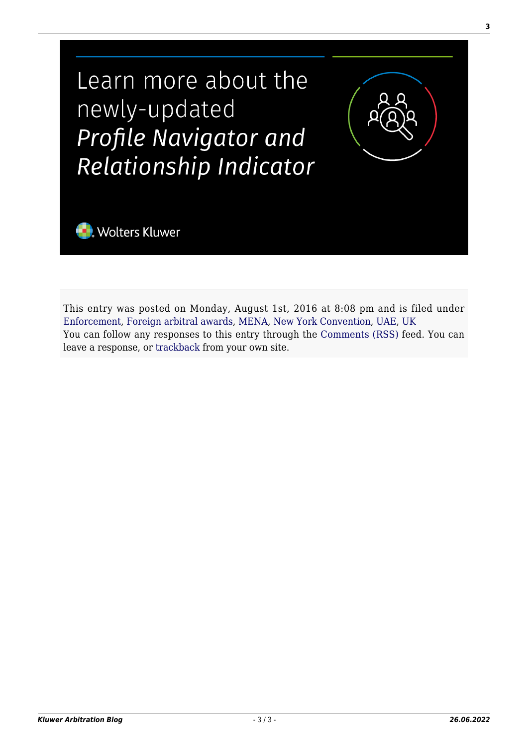Learn more about the newly-updated *Profile Navigator and Relationship Indicator*

Wolters Kluwer

This entry was posted on Monday, August 1st, 2016 at 8:08 pm and is filed under Enforcement, Foreign arbitral awards, MENA, New York Convention, UAE, UK
You can follow any responses to this entry through the Comments (RSS) feed. You can leave a response, or trackback from your own site.